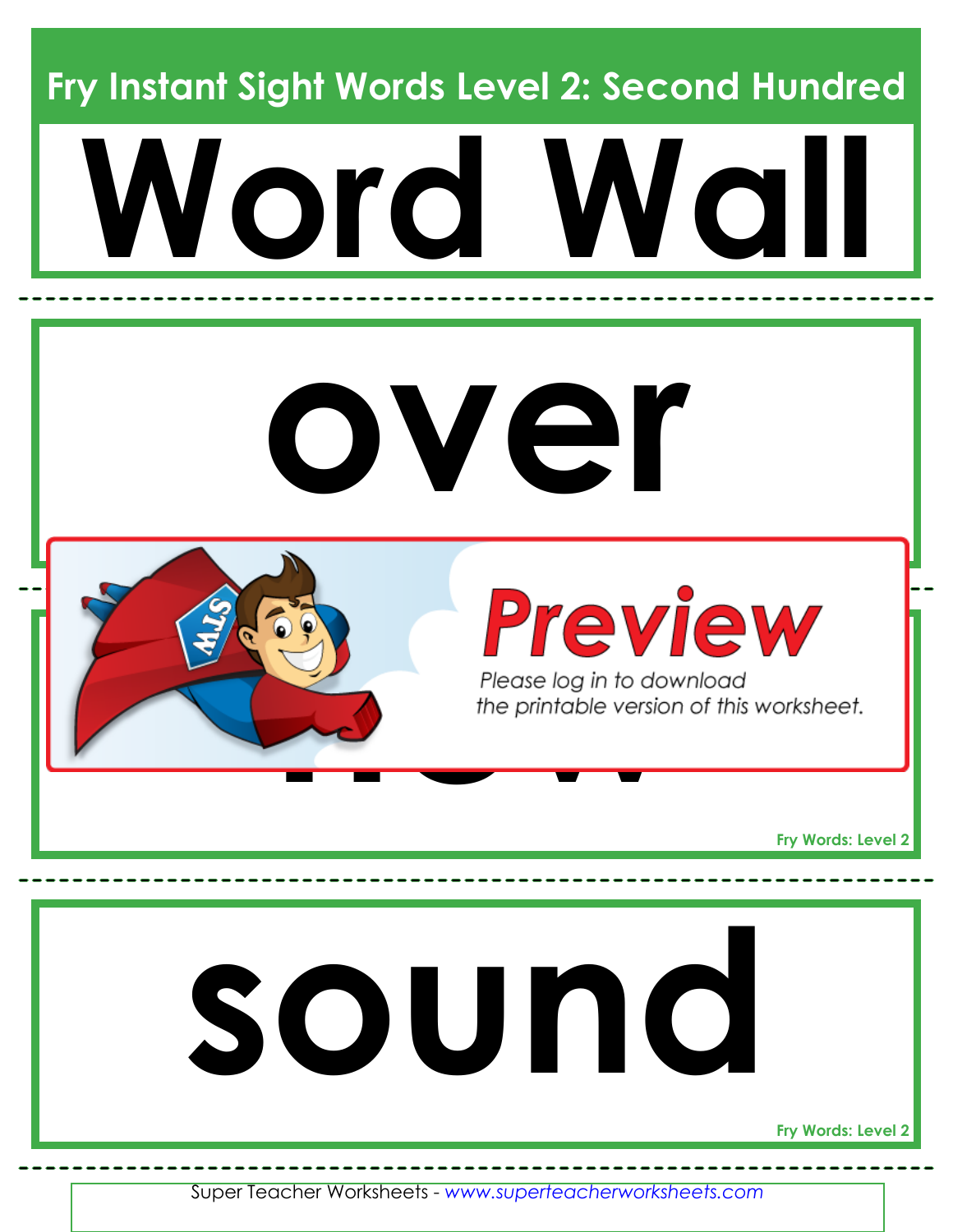# Fry Instant Sight Words Level 2: Second Hundred

# Word Wall

over

Preview

Please log in to download the printable version of this worksheet.

Fry Words: Level 2

sound

Fry Words: Level 2

Super Teacher Worksheets - *www.superteacherworksheets.com*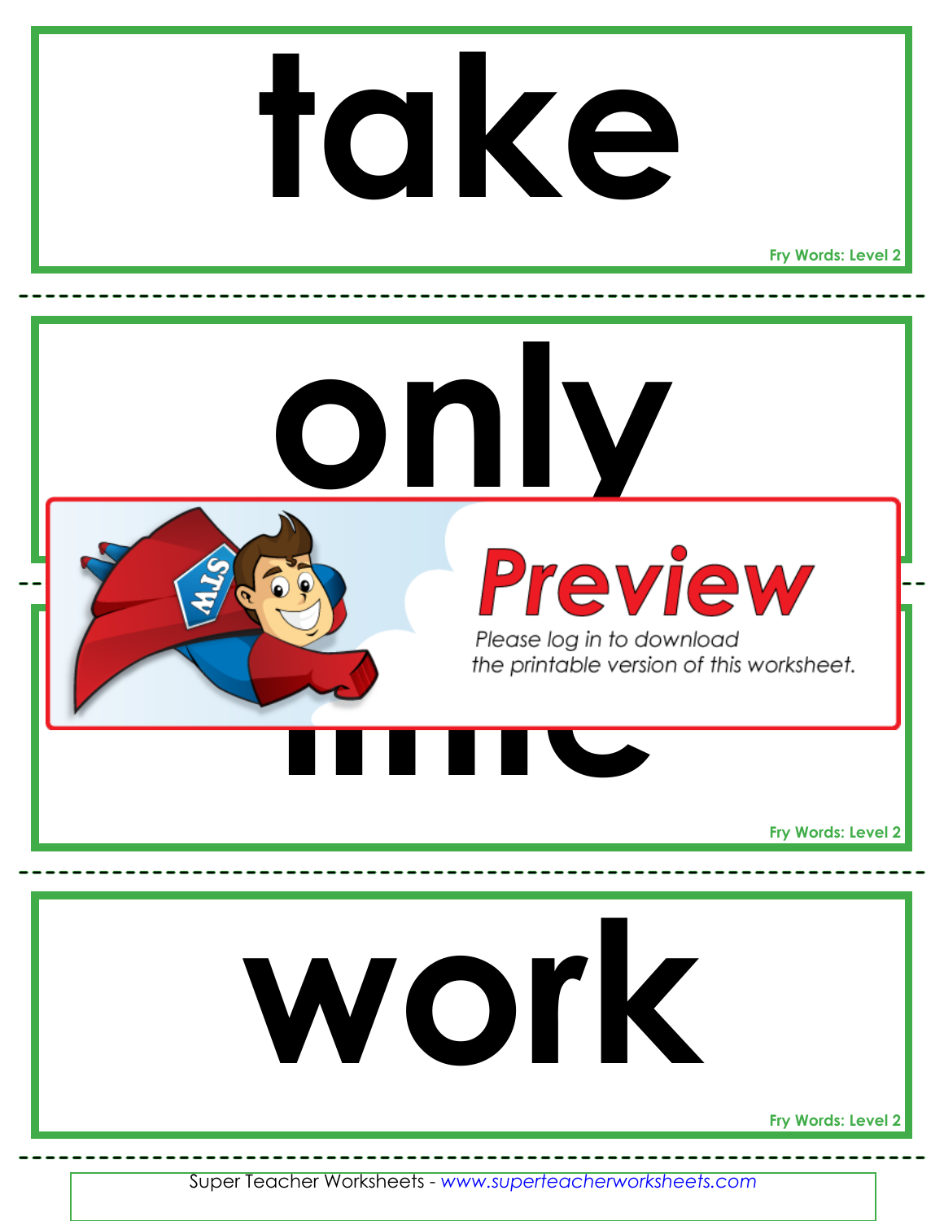take

Fry Words: Level 2

---

only

Preview

Please log in to download the printable version of this worksheet.

Fry Words: Level 2

---

work

Fry Words: Level 2

---

Super Teacher Worksheets - www.superteacherworksheets.com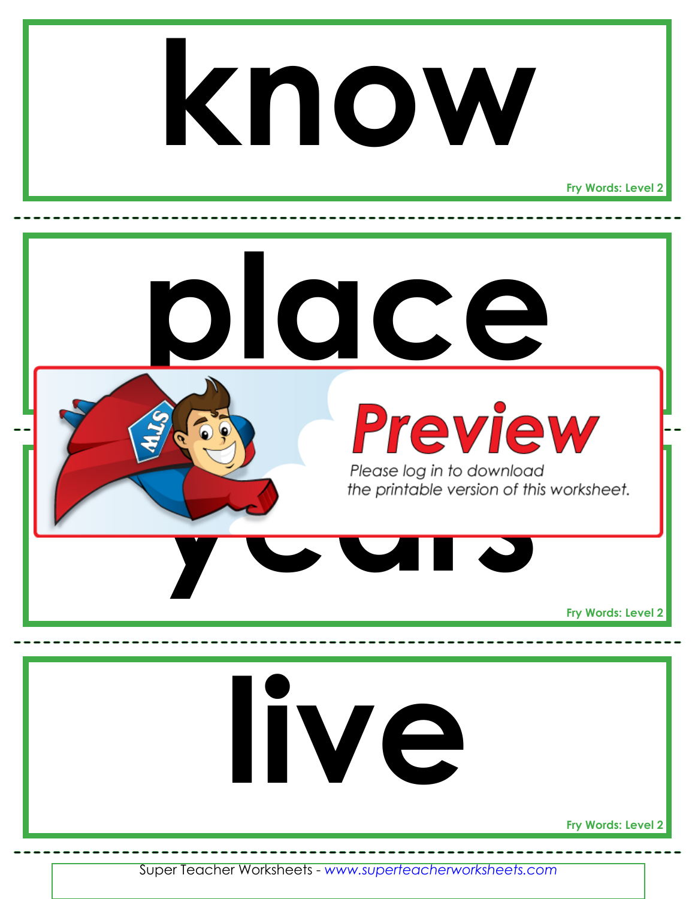know

Fry Words: Level 2

---

place

---

Preview

Please log in to download the printable version of this worksheet.

years

Fry Words: Level 2

---

live

Fry Words: Level 2

---

Super Teacher Worksheets - www.superteacherworksheets.com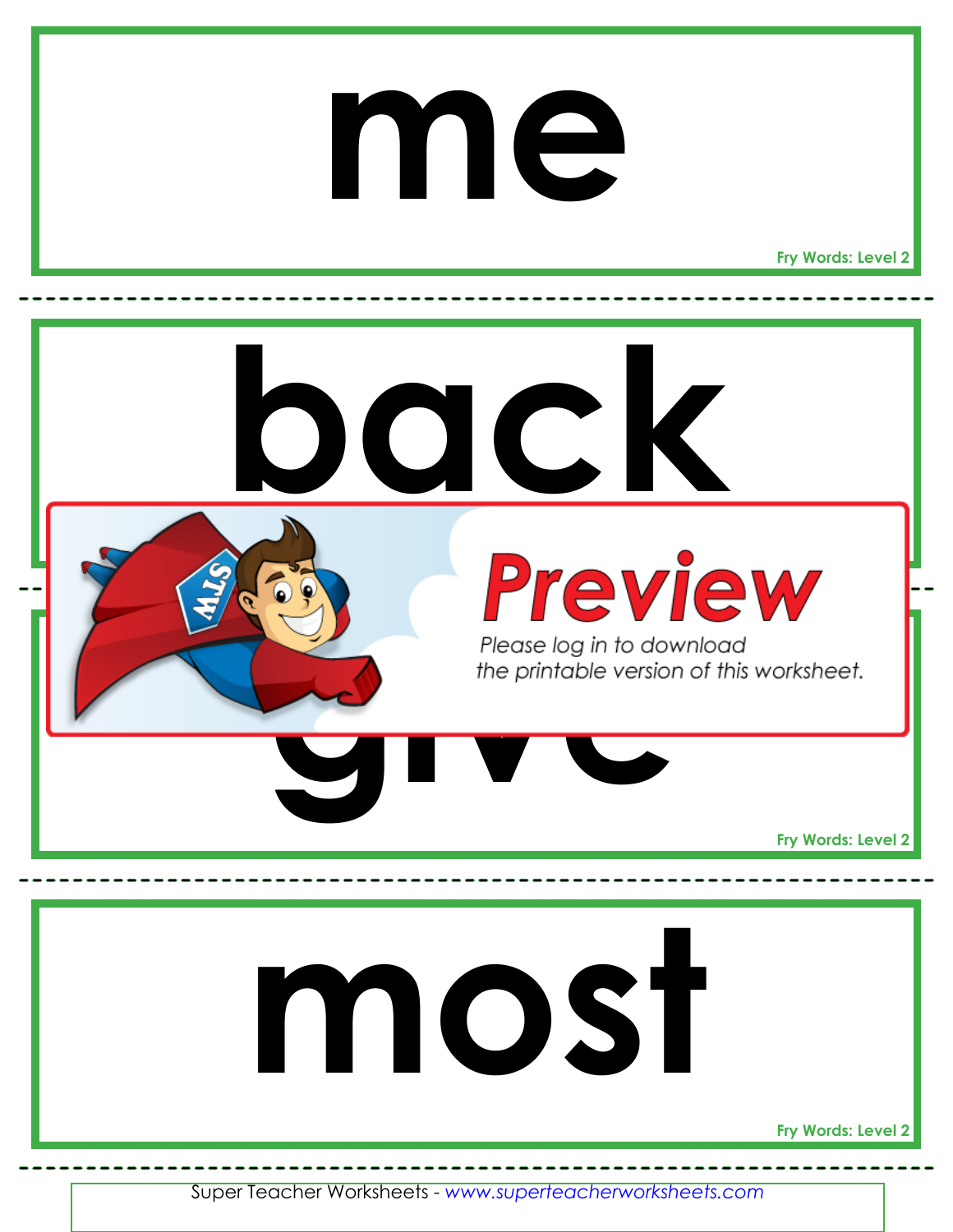# me

Fry Words: Level 2

# back

Preview

Please log in to download the printable version of this worksheet.

# give

Fry Words: Level 2

# most

Fry Words: Level 2

Super Teacher Worksheets - www.superteacherworksheets.com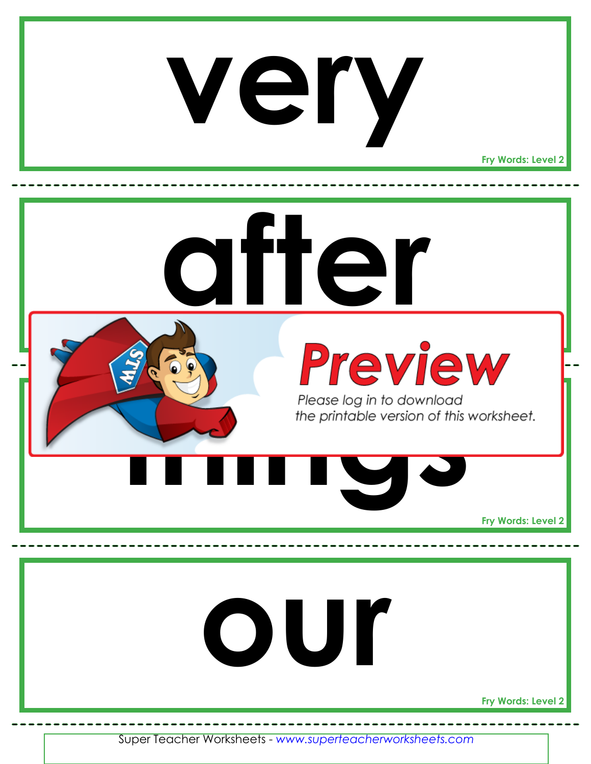# very

Fry Words: Level 2

# after

**Preview**

Please log in to download the printable version of this worksheet.

# things

Fry Words: Level 2

# our

Fry Words: Level 2

Super Teacher Worksheets - *www.superteacherworksheets.com*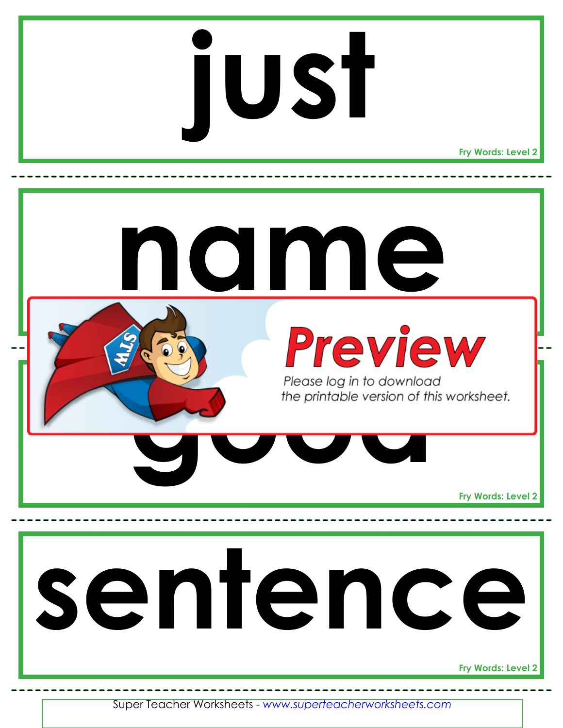# just

Fry Words: Level 2

# name

Preview

Please log in to download the printable version of this worksheet.

# good

Fry Words: Level 2

# sentence

Fry Words: Level 2

Super Teacher Worksheets - www.superteacherworksheets.com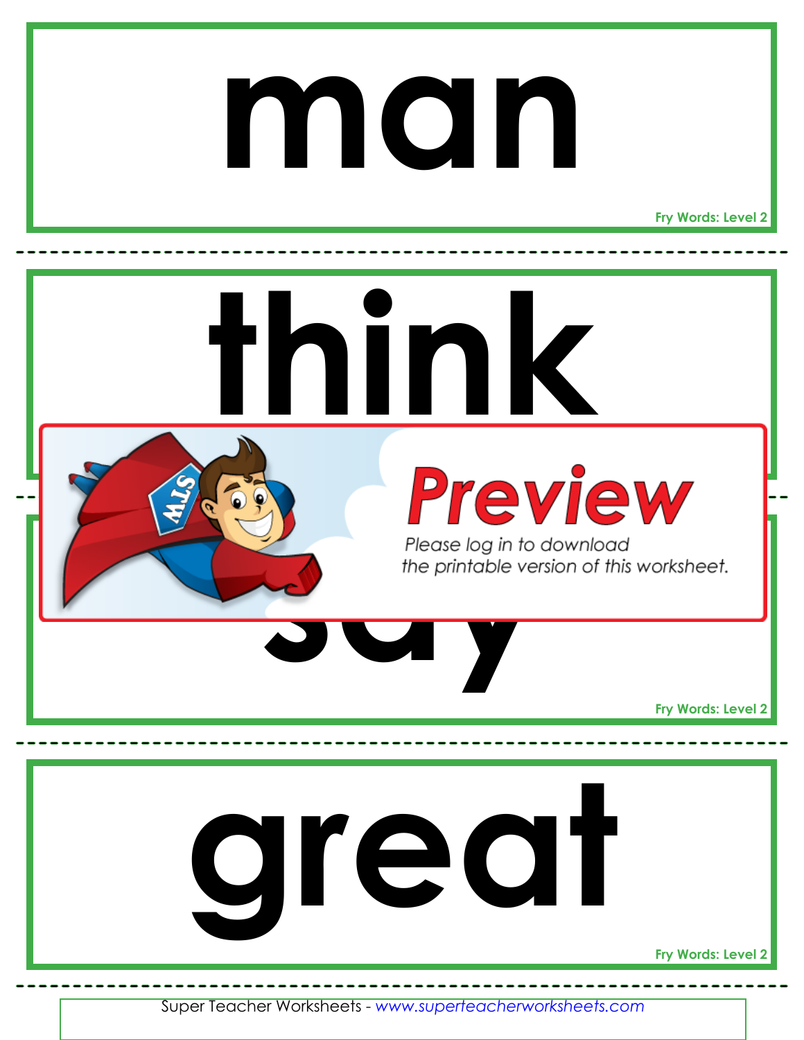# man

Fry Words: Level 2

# think

Preview

Please log in to download the printable version of this worksheet.

# say

Fry Words: Level 2

# great

Fry Words: Level 2

Super Teacher Worksheets - *www.superteacherworksheets.com*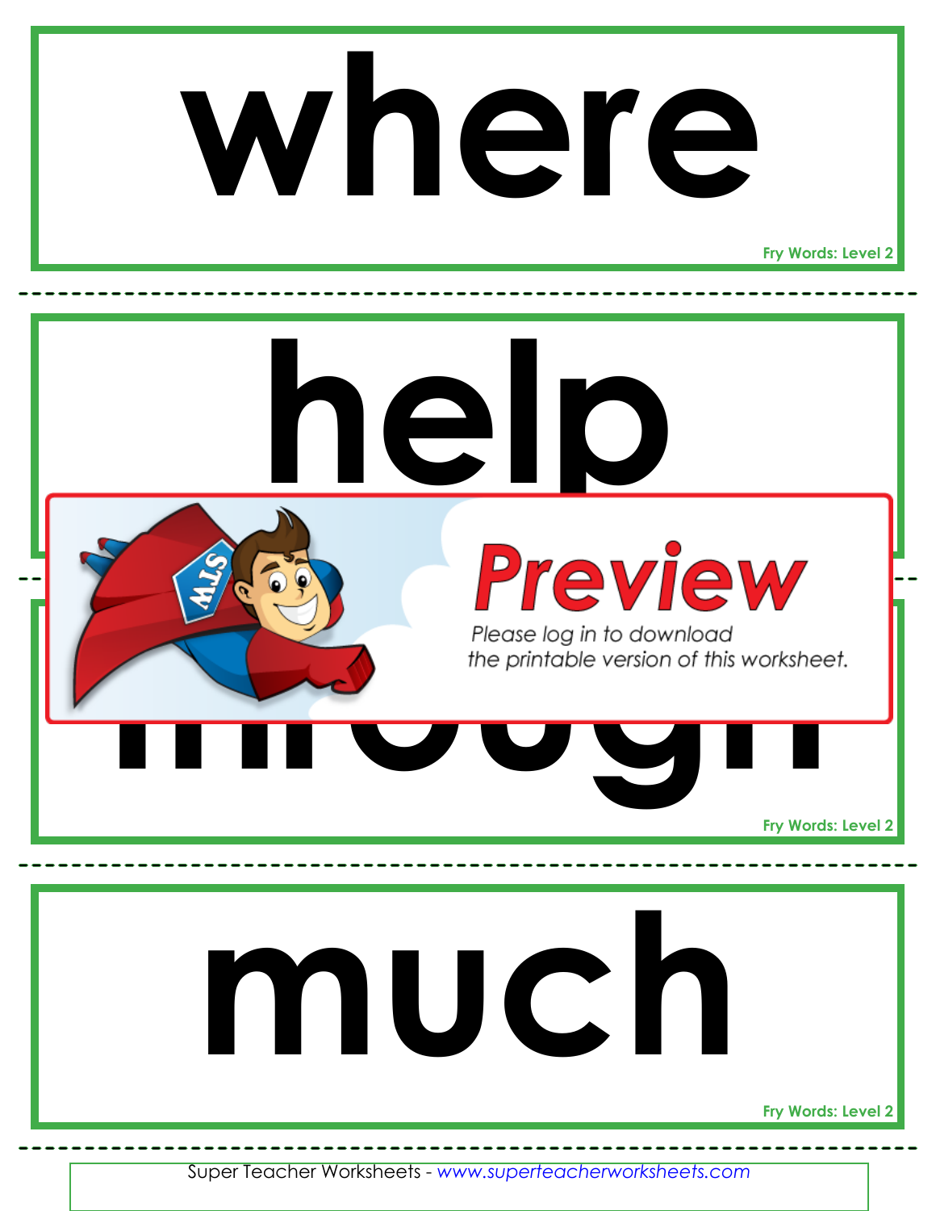# where

Fry Words: Level 2

---

# help

---

**Preview**

Please log in to download the printable version of this worksheet.

# through

Fry Words: Level 2

---

# much

Fry Words: Level 2

---

Super Teacher Worksheets - *www.superteacherworksheets.com*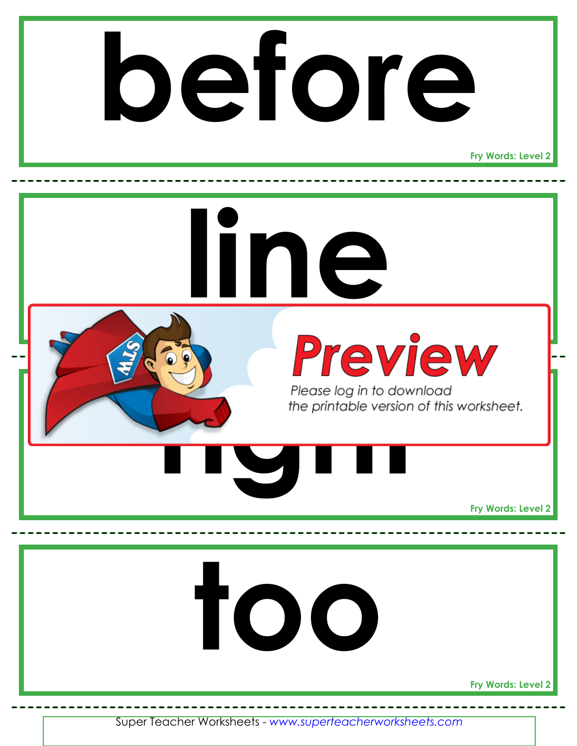# before

Fry Words: Level 2

---

# line

---

Preview

Please log in to download the printable version of this worksheet.

# right

Fry Words: Level 2

---

# too

Fry Words: Level 2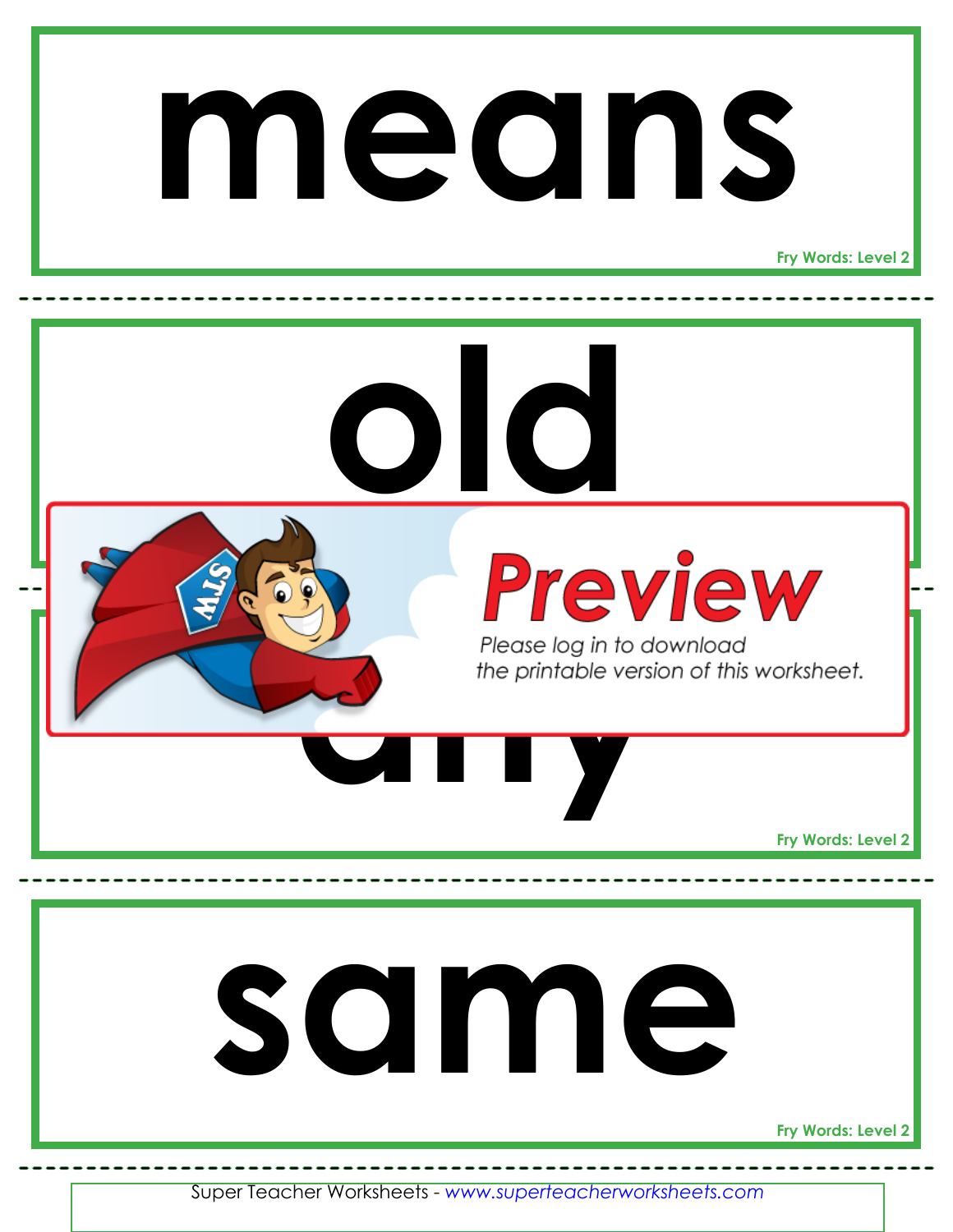# means

Fry Words: Level 2

# old

Preview

Please log in to download the printable version of this worksheet.

# any

Fry Words: Level 2

# same

Fry Words: Level 2

Super Teacher Worksheets - *www.superteacherworksheets.com*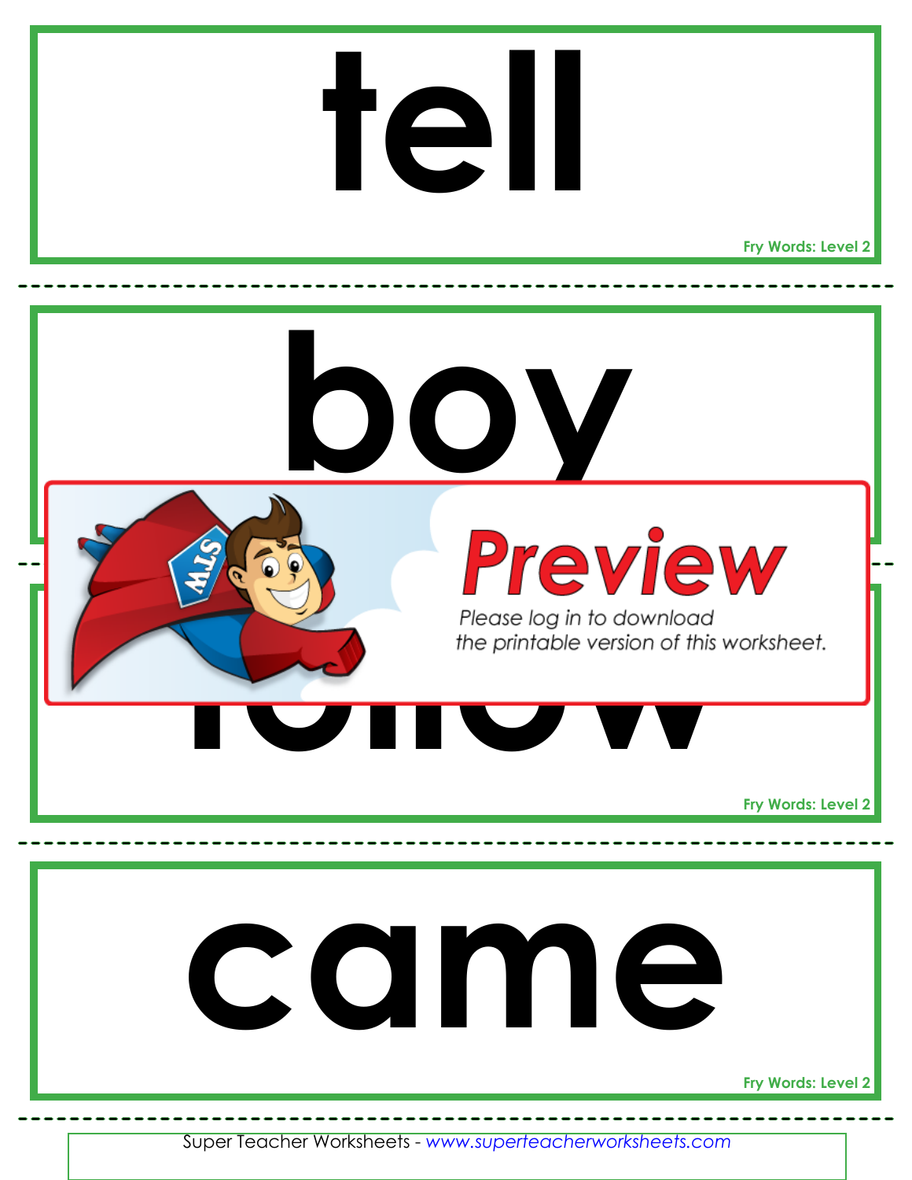# tell

Fry Words: Level 2

---

# boy

---

Preview

Please log in to download the printable version of this worksheet.

# follow

Fry Words: Level 2

---

# came

Fry Words: Level 2

---

Super Teacher Worksheets - www.superteacherworksheets.com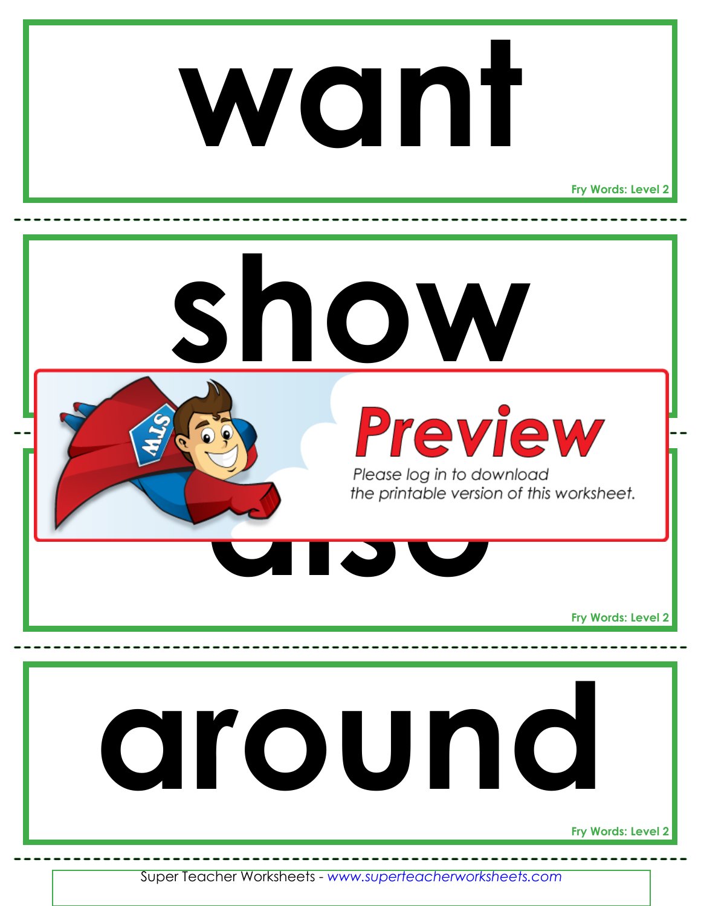# want

Fry Words: Level 2

# show

**Preview**

Please log in to download the printable version of this worksheet.

# also

Fry Words: Level 2

# around

Fry Words: Level 2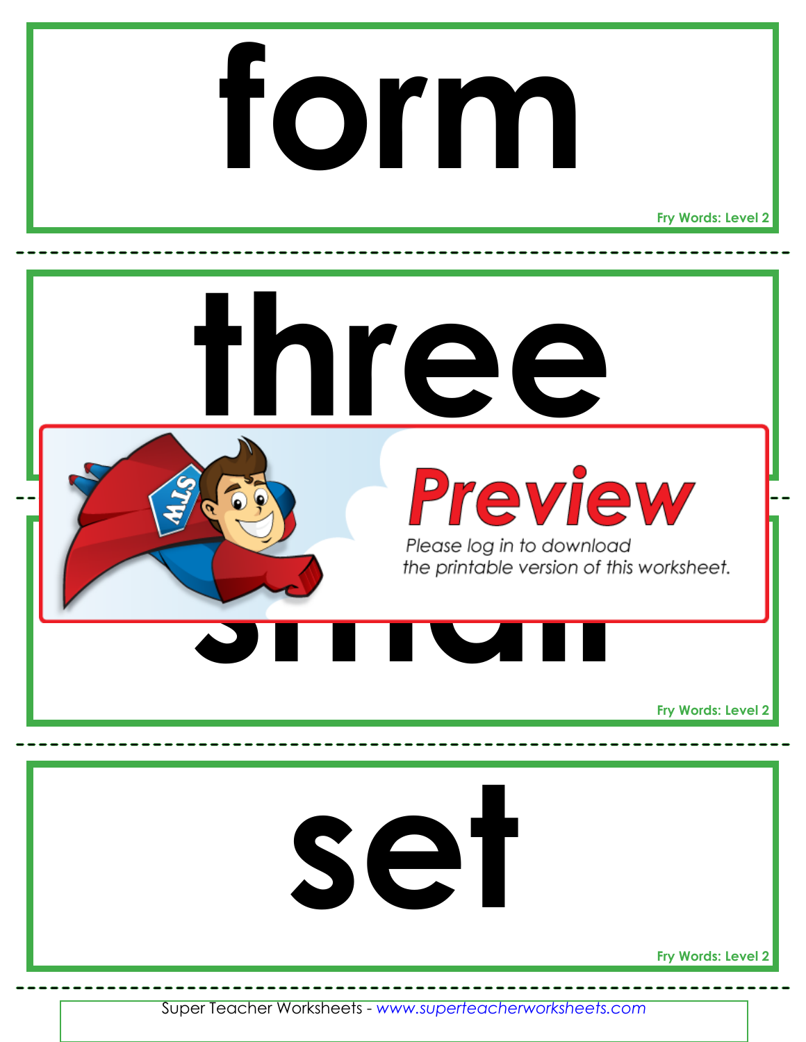# form

Fry Words: Level 2

---

# three

---

Preview

Please log in to download the printable version of this worksheet.

# small

Fry Words: Level 2

---

# set

Fry Words: Level 2

---

Super Teacher Worksheets - *www.superteacherworksheets.com*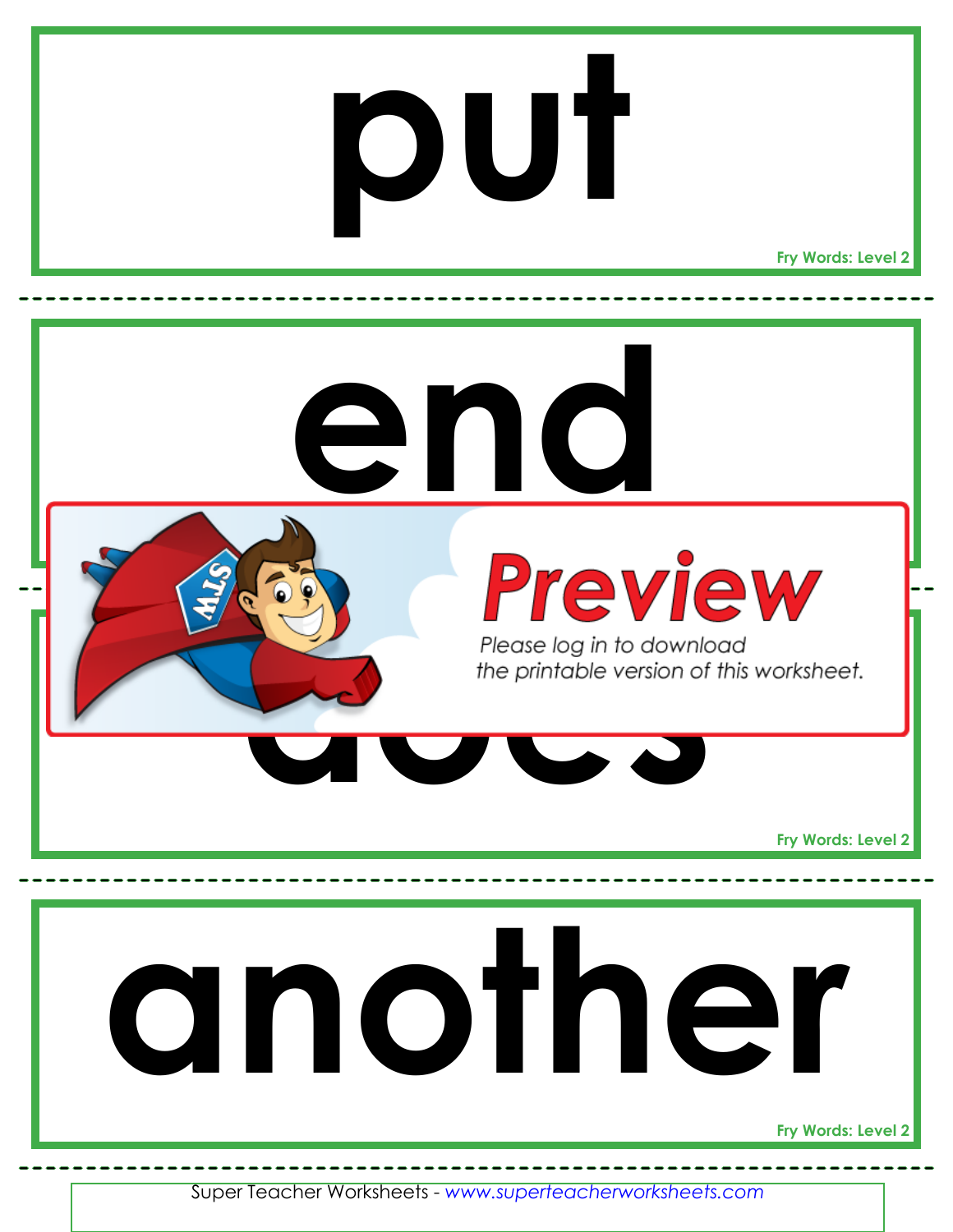# put

Fry Words: Level 2

---

# end

Preview

Please log in to download the printable version of this worksheet.

# does

Fry Words: Level 2

---

# another

Fry Words: Level 2

---

Super Teacher Worksheets - *www.superteacherworksheets.com*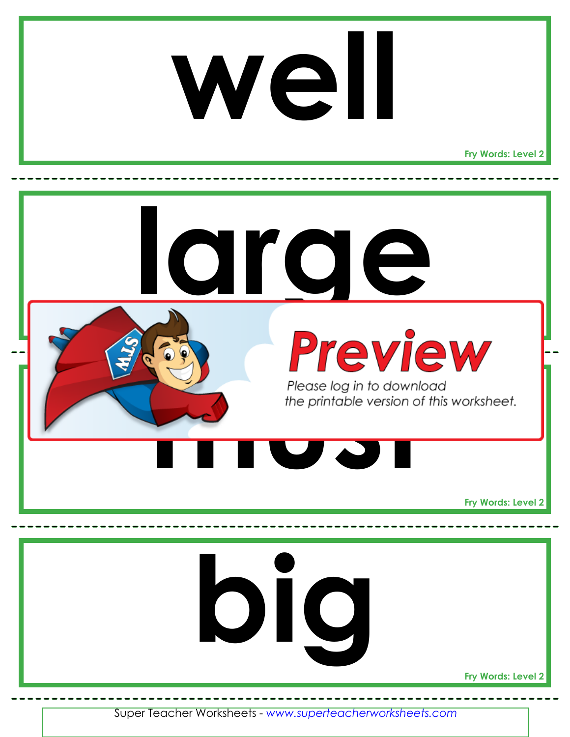# well

Fry Words: Level 2

---

# large

---

Preview

Please log in to download the printable version of this worksheet.

# most

Fry Words: Level 2

---

# big

Fry Words: Level 2

---

Super Teacher Worksheets - *www.superteacherworksheets.com*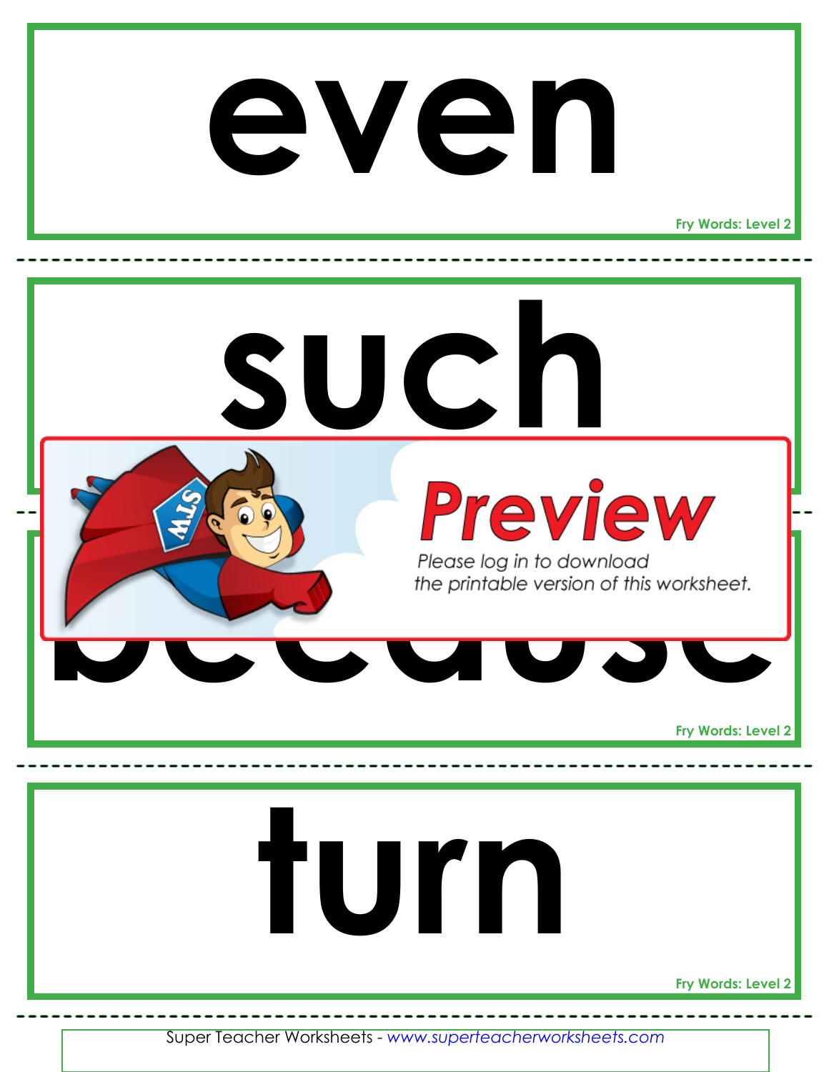# even

Fry Words: Level 2

---

# such

Preview

Please log in to download the printable version of this worksheet.

---

# because

Fry Words: Level 2

---

# turn

Fry Words: Level 2

---

Super Teacher Worksheets - *www.superteacherworksheets.com*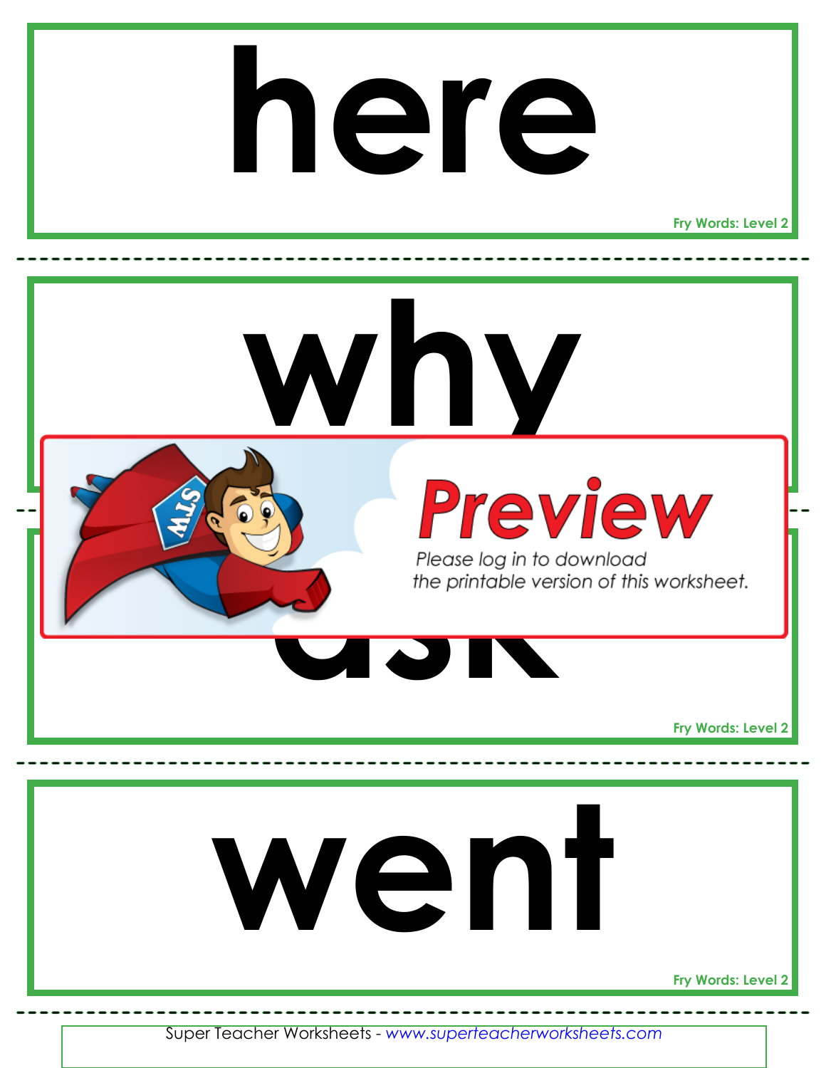# here

Fry Words: Level 2

---

# why

---

Preview

Please log in to download the printable version of this worksheet.

# ask

Fry Words: Level 2

---

# went

Fry Words: Level 2

---

Super Teacher Worksheets - *www.superteacherworksheets.com*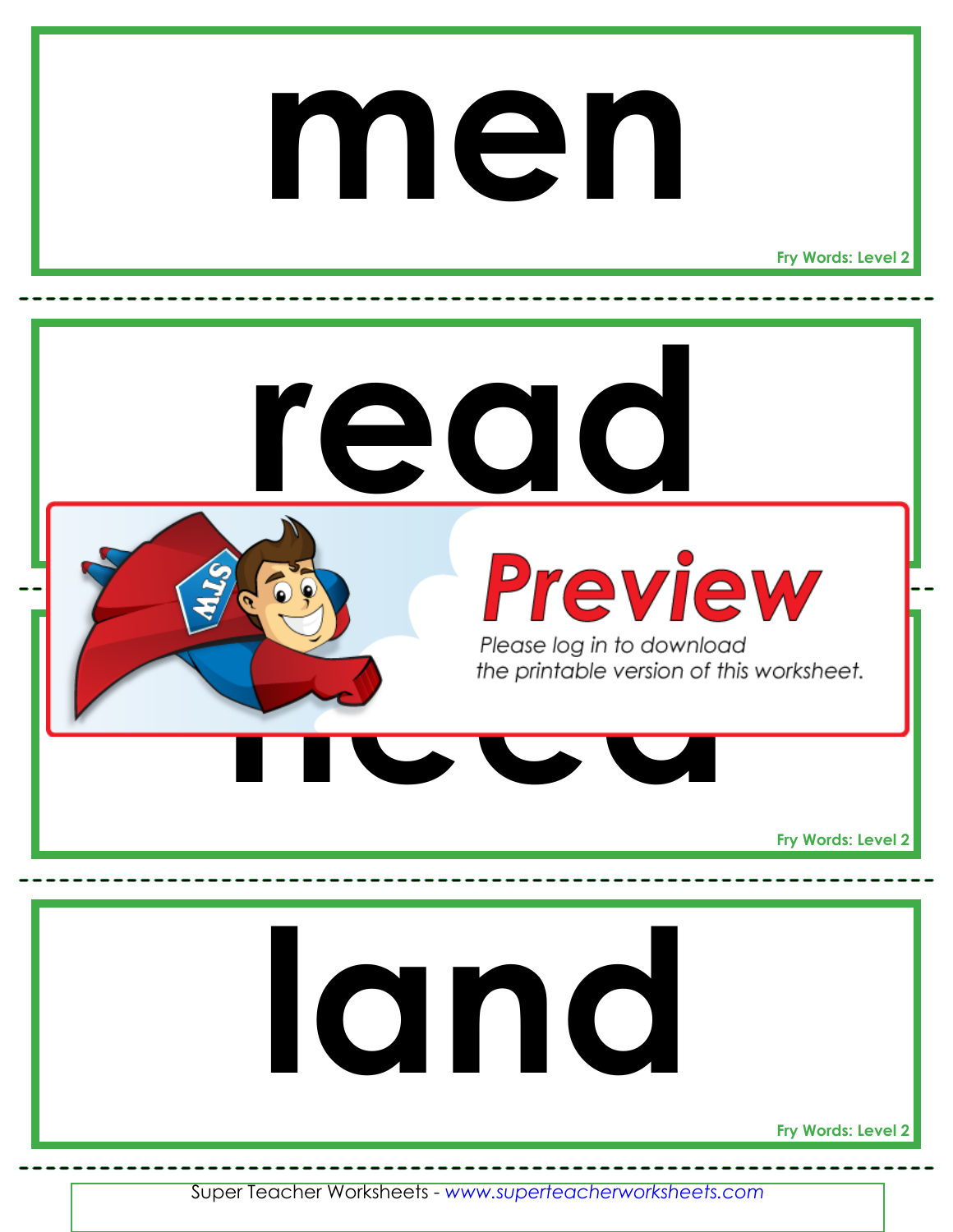# men

Fry Words: Level 2

# read

Preview

Please log in to download the printable version of this worksheet.

# need

Fry Words: Level 2

# land

Fry Words: Level 2

Super Teacher Worksheets - www.superteacherworksheets.com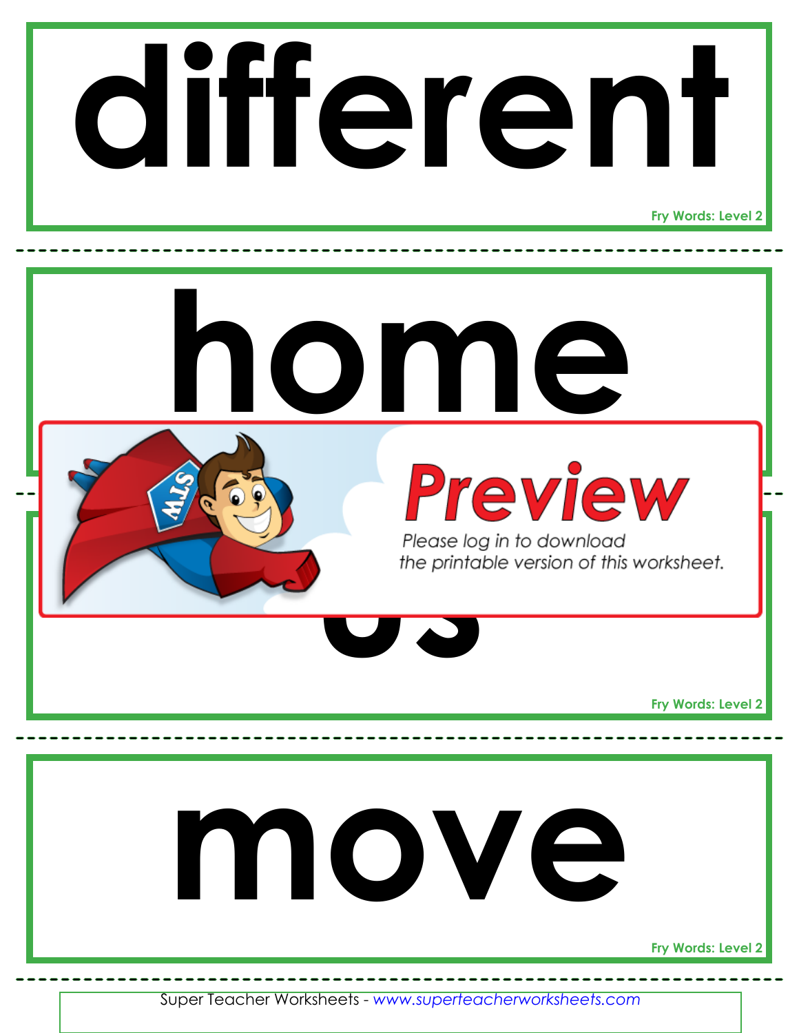# different

Fry Words: Level 2

# home

Preview

Please log in to download the printable version of this worksheet.

# us

Fry Words: Level 2

# move

Fry Words: Level 2

Super Teacher Worksheets - www.superteacherworksheets.com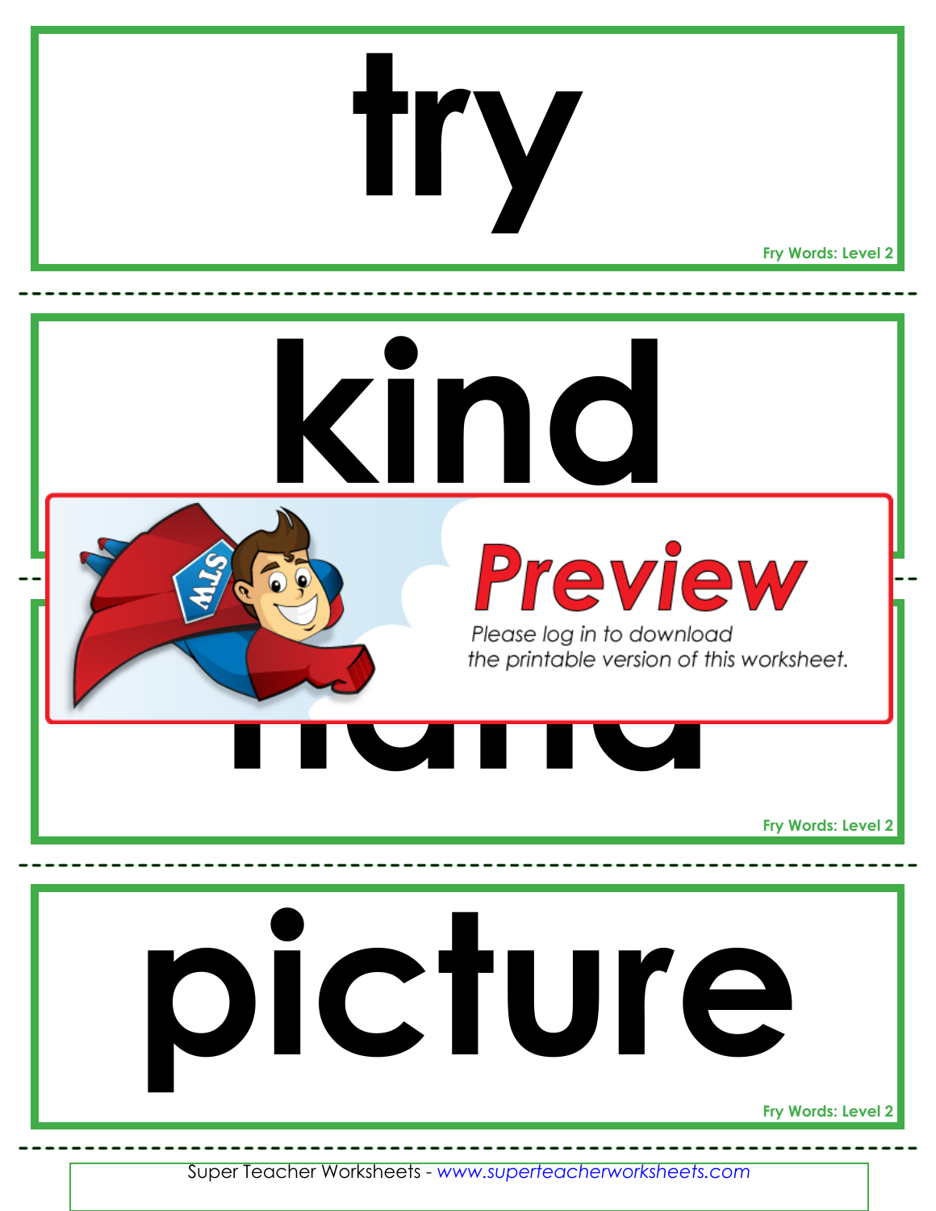# try

Fry Words: Level 2

---

# kind

Preview

Please log in to download the printable version of this worksheet.

# hand

Fry Words: Level 2

---

# picture

Fry Words: Level 2

---

Super Teacher Worksheets - *www.superteacherworksheets.com*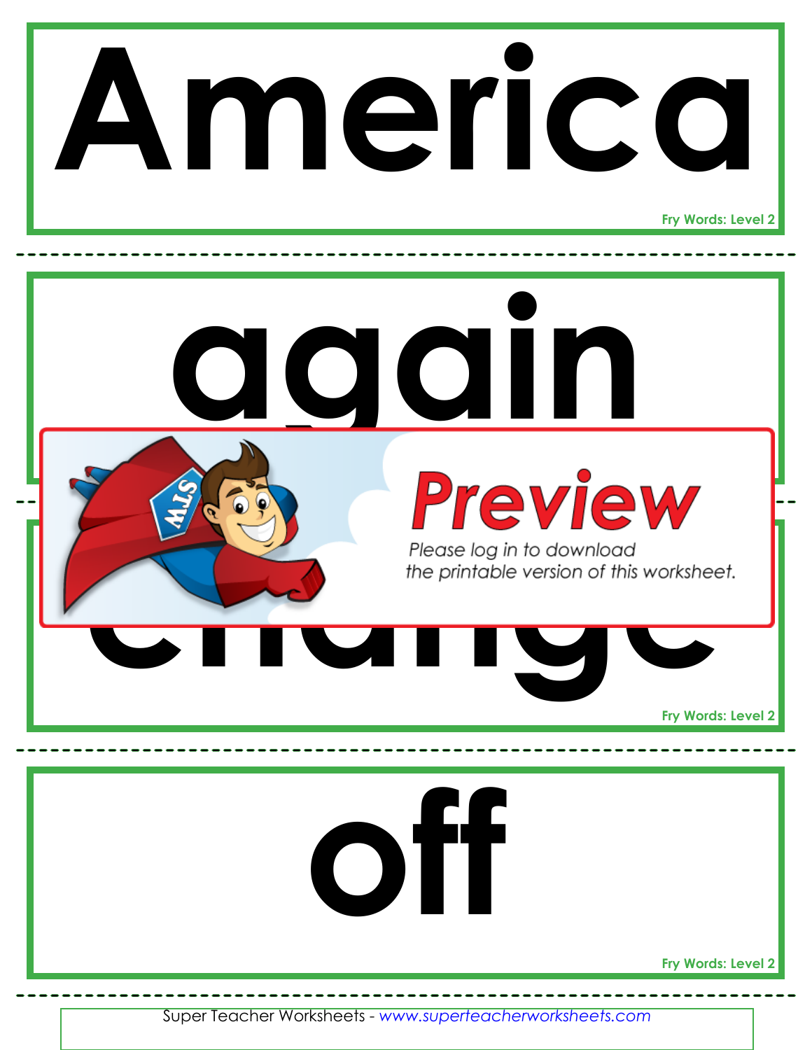# America

Fry Words: Level 2

# again

Preview

Please log in to download the printable version of this worksheet.

# change

Fry Words: Level 2

# off

Fry Words: Level 2

Super Teacher Worksheets - www.superteacherworksheets.com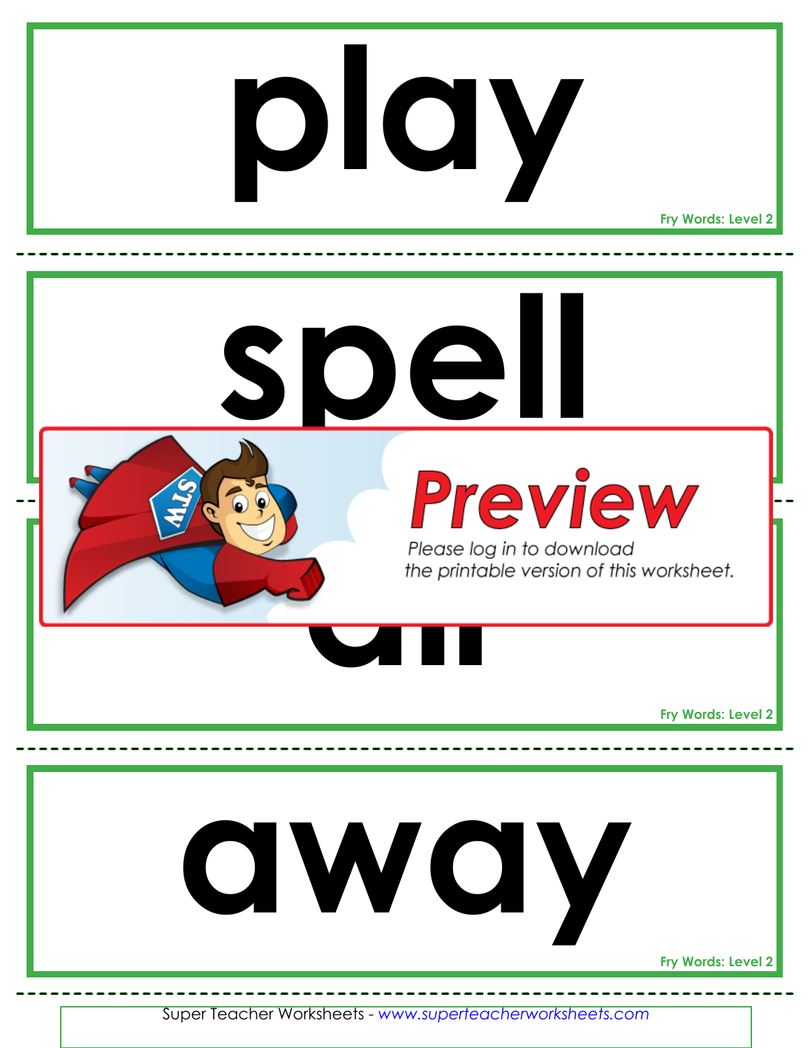# play

Fry Words: Level 2

# spell

Preview

Please log in to download the printable version of this worksheet.

# all

Fry Words: Level 2

# away

Fry Words: Level 2

Super Teacher Worksheets - *www.superteacherworksheets.com*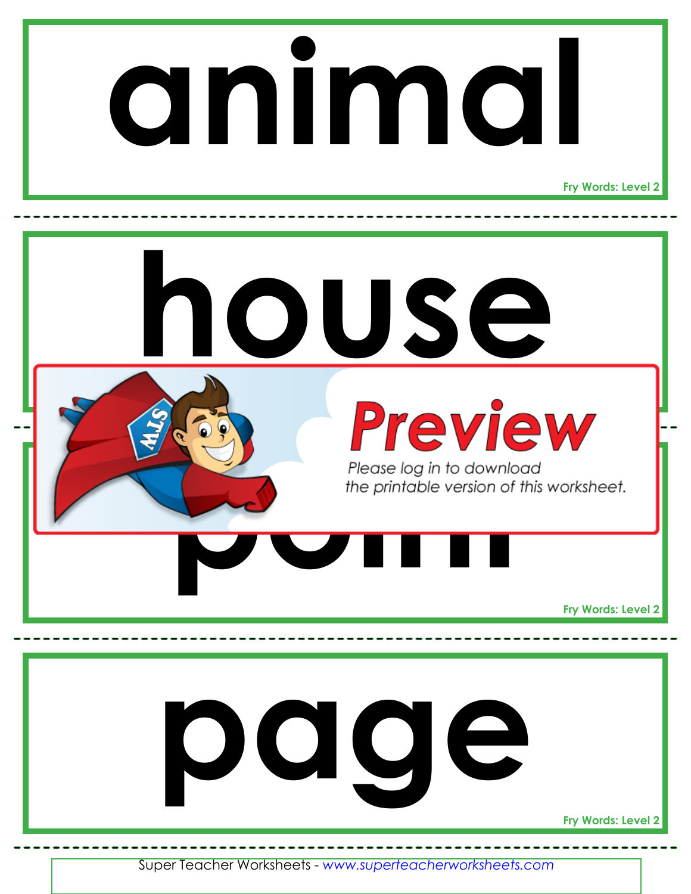# animal

Fry Words: Level 2

# house

Preview

Please log in to download the printable version of this worksheet.

# point

Fry Words: Level 2

# page

Fry Words: Level 2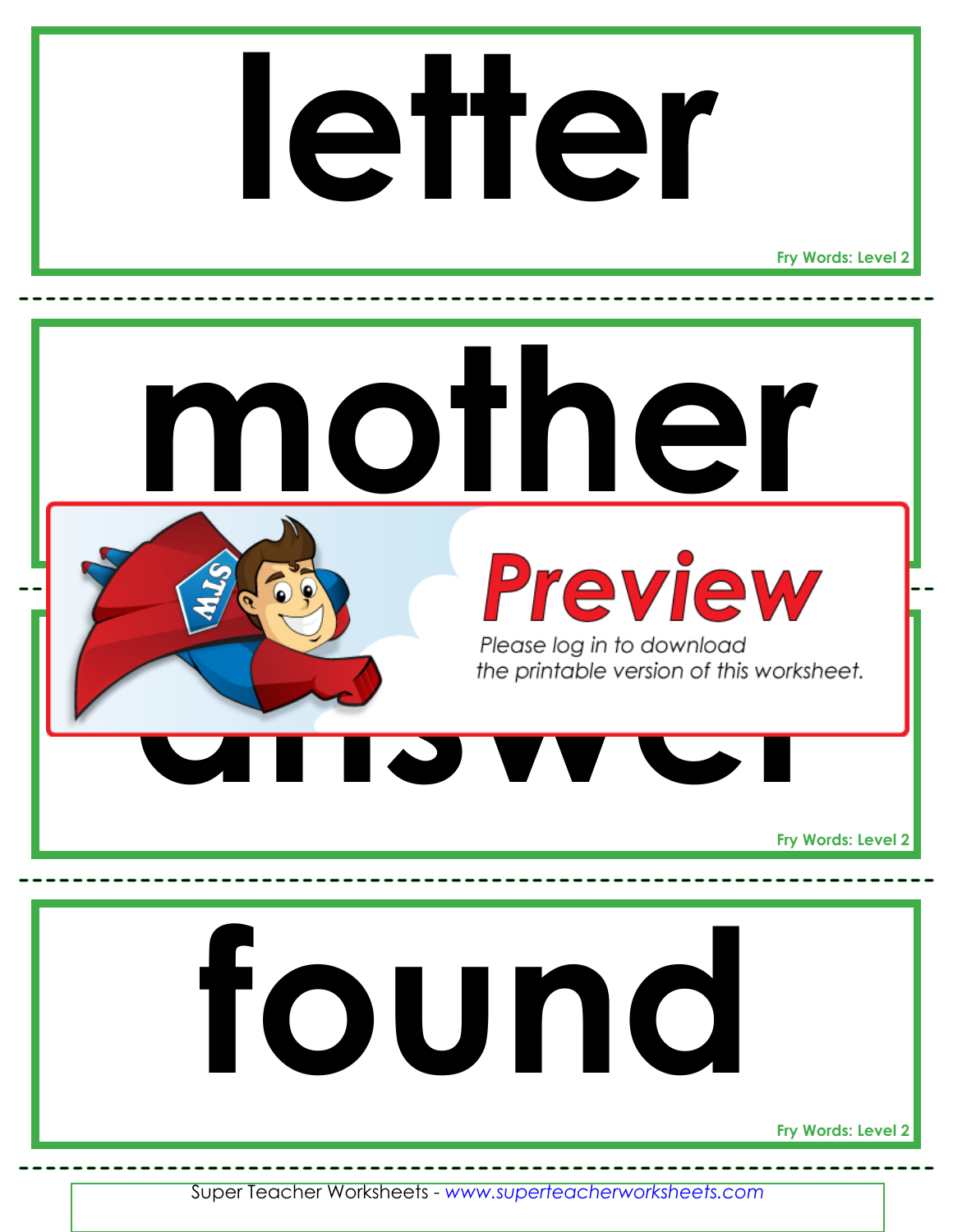# letter

Fry Words: Level 2

# mother

Preview

Please log in to download the printable version of this worksheet.

# answer

Fry Words: Level 2

# found

Fry Words: Level 2

Super Teacher Worksheets - www.superteacherworksheets.com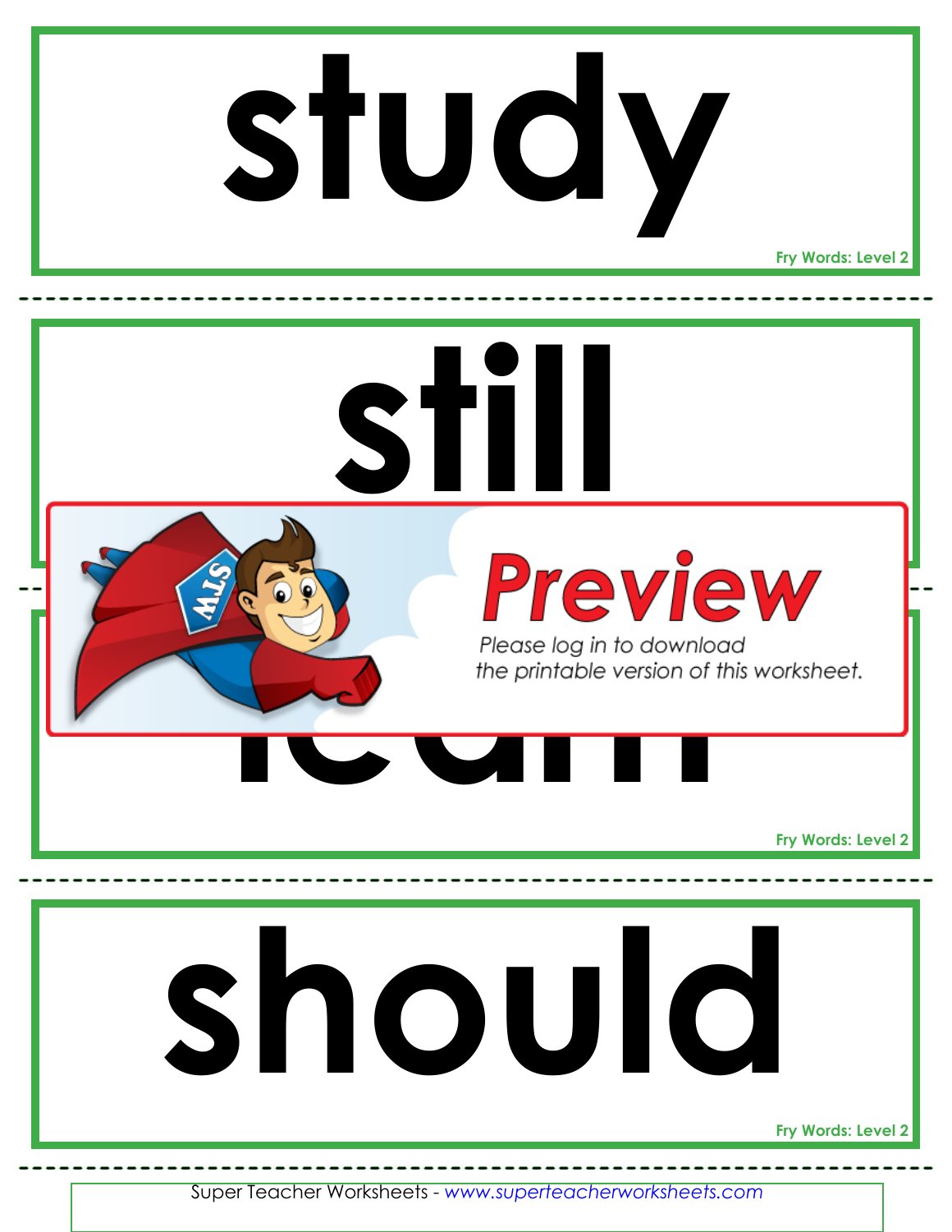# study

Fry Words: Level 2

---

# still

Preview

Please log in to download the printable version of this worksheet.

# learn

Fry Words: Level 2

---

# should

Fry Words: Level 2

---

Super Teacher Worksheets - *www.superteacherworksheets.com*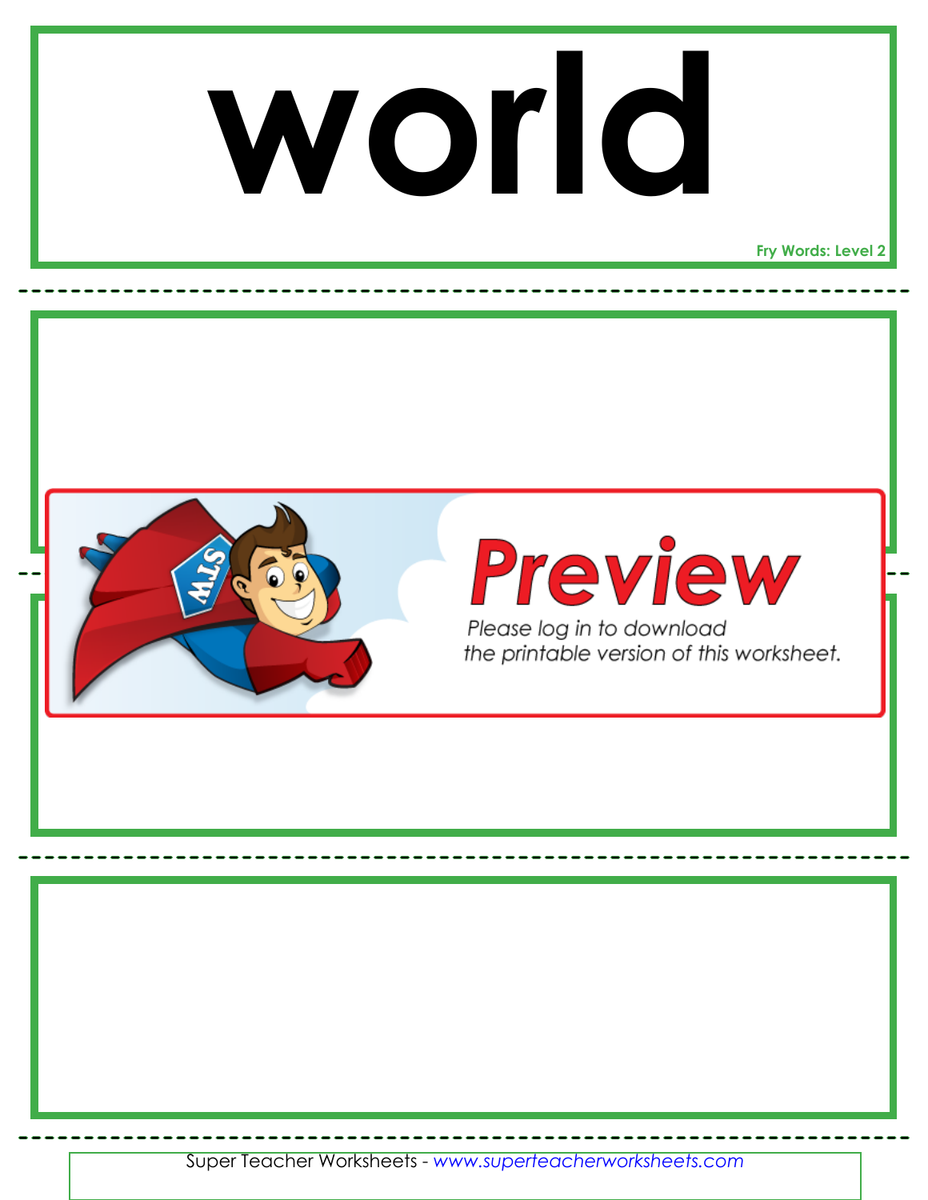# world

Fry Words: Level 2

Preview

Please log in to download the printable version of this worksheet.